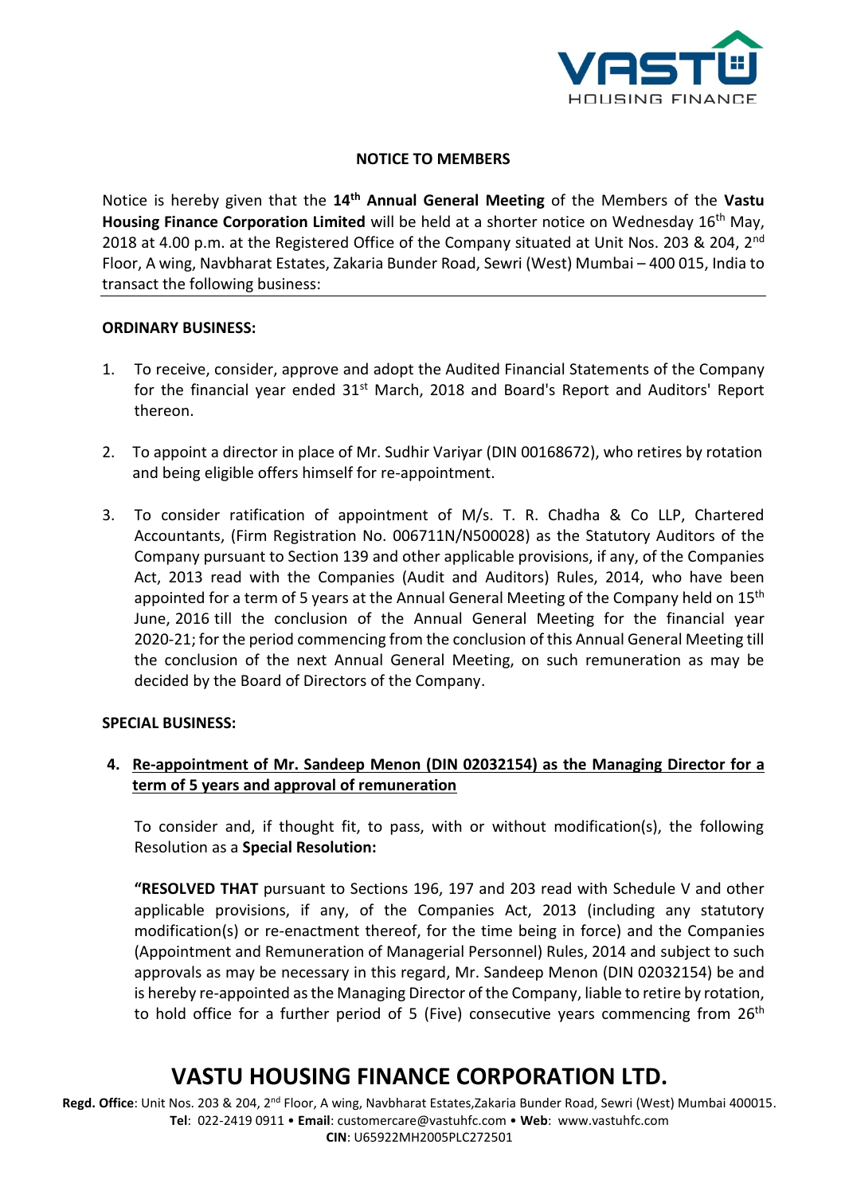## NOTICE TO MEMBERS

Notice is hereby given that the **14th Annual General Meeting** of the Members of the **Vastu Housing Finance Corporation Limited** will be held at a shorter notice on Wednesday 16th May, 2018 at 4.00 p.m. at the Registered Office of the Company situated at Unit Nos. 203 & 204, 2nd Floor, A wing, Navbharat Estates, Zakaria Bunder Road, Sewri (West) Mumbai – 400 015, India to transact the following business:

### ORDINARY BUSINESS:

1. To receive, consider, approve and adopt the Audited Financial Statements of the Company for the financial year ended 31st March, 2018 and Board's Report and Auditors' Report thereon.

2. To appoint a director in place of Mr. Sudhir Variyar (DIN 00168672), who retires by rotation and being eligible offers himself for re-appointment.

3. To consider ratification of appointment of M/s. T. R. Chadha & Co LLP, Chartered Accountants, (Firm Registration No. 006711N/N500028) as the Statutory Auditors of the Company pursuant to Section 139 and other applicable provisions, if any, of the Companies Act, 2013 read with the Companies (Audit and Auditors) Rules, 2014, who have been appointed for a term of 5 years at the Annual General Meeting of the Company held on 15th June, 2016 till the conclusion of the Annual General Meeting for the financial year 2020-21; for the period commencing from the conclusion of this Annual General Meeting till the conclusion of the next Annual General Meeting, on such remuneration as may be decided by the Board of Directors of the Company.

### SPECIAL BUSINESS:

4. **Re-appointment of Mr. Sandeep Menon (DIN 02032154) as the Managing Director for a term of 5 years and approval of remuneration**

   To consider and, if thought fit, to pass, with or without modification(s), the following Resolution as a **Special Resolution:**

   **"RESOLVED THAT** pursuant to Sections 196, 197 and 203 read with Schedule V and other applicable provisions, if any, of the Companies Act, 2013 (including any statutory modification(s) or re-enactment thereof, for the time being in force) and the Companies (Appointment and Remuneration of Managerial Personnel) Rules, 2014 and subject to such approvals as may be necessary in this regard, Mr. Sandeep Menon (DIN 02032154) be and is hereby re-appointed as the Managing Director of the Company, liable to retire by rotation, to hold office for a further period of 5 (Five) consecutive years commencing from 26th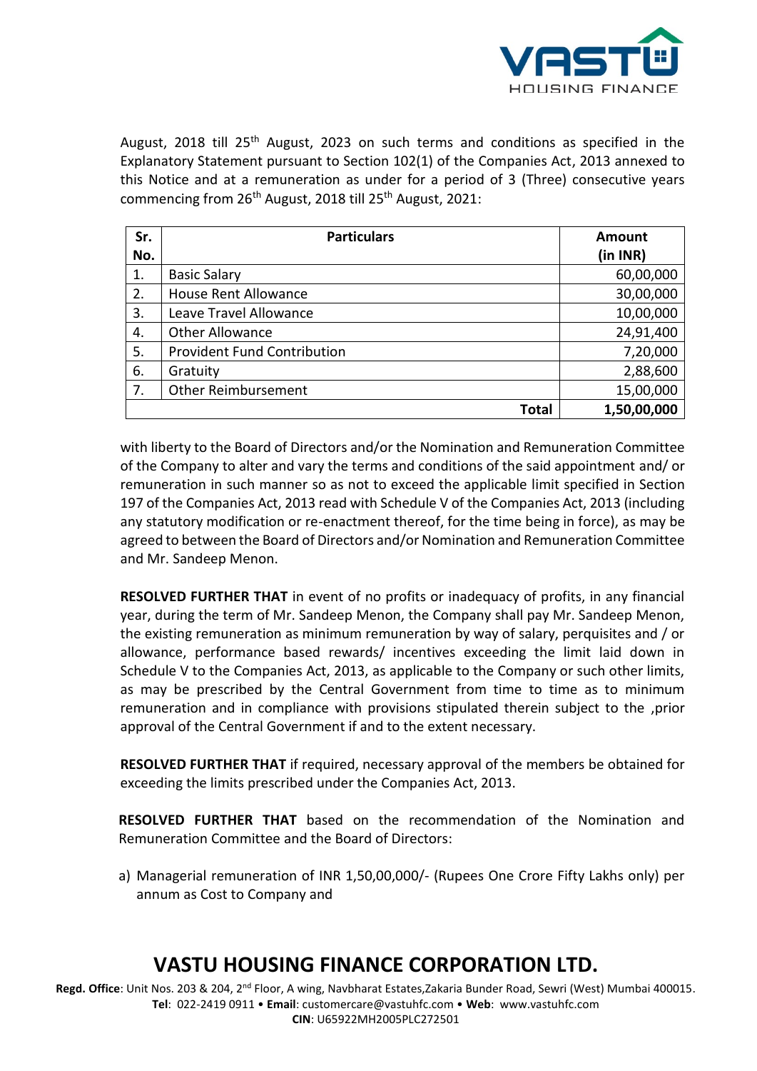August, 2018 till 25th August, 2023 on such terms and conditions as specified in the Explanatory Statement pursuant to Section 102(1) of the Companies Act, 2013 annexed to this Notice and at a remuneration as under for a period of 3 (Three) consecutive years commencing from 26th August, 2018 till 25th August, 2021:

| Sr. No. | Particulars | Amount (in INR) |
|---|---|---|
| 1. | Basic Salary | 60,00,000 |
| 2. | House Rent Allowance | 30,00,000 |
| 3. | Leave Travel Allowance | 10,00,000 |
| 4. | Other Allowance | 24,91,400 |
| 5. | Provident Fund Contribution | 7,20,000 |
| 6. | Gratuity | 2,88,600 |
| 7. | Other Reimbursement | 15,00,000 |
| | **Total** | **1,50,00,000** |

with liberty to the Board of Directors and/or the Nomination and Remuneration Committee of the Company to alter and vary the terms and conditions of the said appointment and/ or remuneration in such manner so as not to exceed the applicable limit specified in Section 197 of the Companies Act, 2013 read with Schedule V of the Companies Act, 2013 (including any statutory modification or re-enactment thereof, for the time being in force), as may be agreed to between the Board of Directors and/or Nomination and Remuneration Committee and Mr. Sandeep Menon.

**RESOLVED FURTHER THAT** in event of no profits or inadequacy of profits, in any financial year, during the term of Mr. Sandeep Menon, the Company shall pay Mr. Sandeep Menon, the existing remuneration as minimum remuneration by way of salary, perquisites and / or allowance, performance based rewards/ incentives exceeding the limit laid down in Schedule V to the Companies Act, 2013, as applicable to the Company or such other limits, as may be prescribed by the Central Government from time to time as to minimum remuneration and in compliance with provisions stipulated therein subject to the ,prior approval of the Central Government if and to the extent necessary.

**RESOLVED FURTHER THAT** if required, necessary approval of the members be obtained for exceeding the limits prescribed under the Companies Act, 2013.

**RESOLVED FURTHER THAT** based on the recommendation of the Nomination and Remuneration Committee and the Board of Directors:

a) Managerial remuneration of INR 1,50,00,000/- (Rupees One Crore Fifty Lakhs only) per annum as Cost to Company and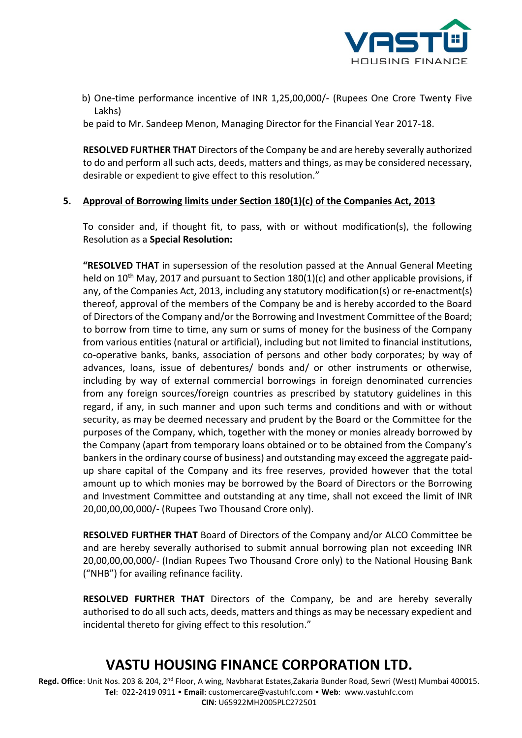b) One-time performance incentive of INR 1,25,00,000/- (Rupees One Crore Twenty Five Lakhs)

be paid to Mr. Sandeep Menon, Managing Director for the Financial Year 2017-18.

**RESOLVED FURTHER THAT** Directors of the Company be and are hereby severally authorized to do and perform all such acts, deeds, matters and things, as may be considered necessary, desirable or expedient to give effect to this resolution."

**5. Approval of Borrowing limits under Section 180(1)(c) of the Companies Act, 2013**

To consider and, if thought fit, to pass, with or without modification(s), the following Resolution as a **Special Resolution:**

**"RESOLVED THAT** in supersession of the resolution passed at the Annual General Meeting held on 10th May, 2017 and pursuant to Section 180(1)(c) and other applicable provisions, if any, of the Companies Act, 2013, including any statutory modification(s) or re-enactment(s) thereof, approval of the members of the Company be and is hereby accorded to the Board of Directors of the Company and/or the Borrowing and Investment Committee of the Board; to borrow from time to time, any sum or sums of money for the business of the Company from various entities (natural or artificial), including but not limited to financial institutions, co-operative banks, banks, association of persons and other body corporates; by way of advances, loans, issue of debentures/ bonds and/ or other instruments or otherwise, including by way of external commercial borrowings in foreign denominated currencies from any foreign sources/foreign countries as prescribed by statutory guidelines in this regard, if any, in such manner and upon such terms and conditions and with or without security, as may be deemed necessary and prudent by the Board or the Committee for the purposes of the Company, which, together with the money or monies already borrowed by the Company (apart from temporary loans obtained or to be obtained from the Company's bankers in the ordinary course of business) and outstanding may exceed the aggregate paid-up share capital of the Company and its free reserves, provided however that the total amount up to which monies may be borrowed by the Board of Directors or the Borrowing and Investment Committee and outstanding at any time, shall not exceed the limit of INR 20,00,00,00,000/- (Rupees Two Thousand Crore only).

**RESOLVED FURTHER THAT** Board of Directors of the Company and/or ALCO Committee be and are hereby severally authorised to submit annual borrowing plan not exceeding INR 20,00,00,00,000/- (Indian Rupees Two Thousand Crore only) to the National Housing Bank ("NHB") for availing refinance facility.

**RESOLVED FURTHER THAT** Directors of the Company, be and are hereby severally authorised to do all such acts, deeds, matters and things as may be necessary expedient and incidental thereto for giving effect to this resolution."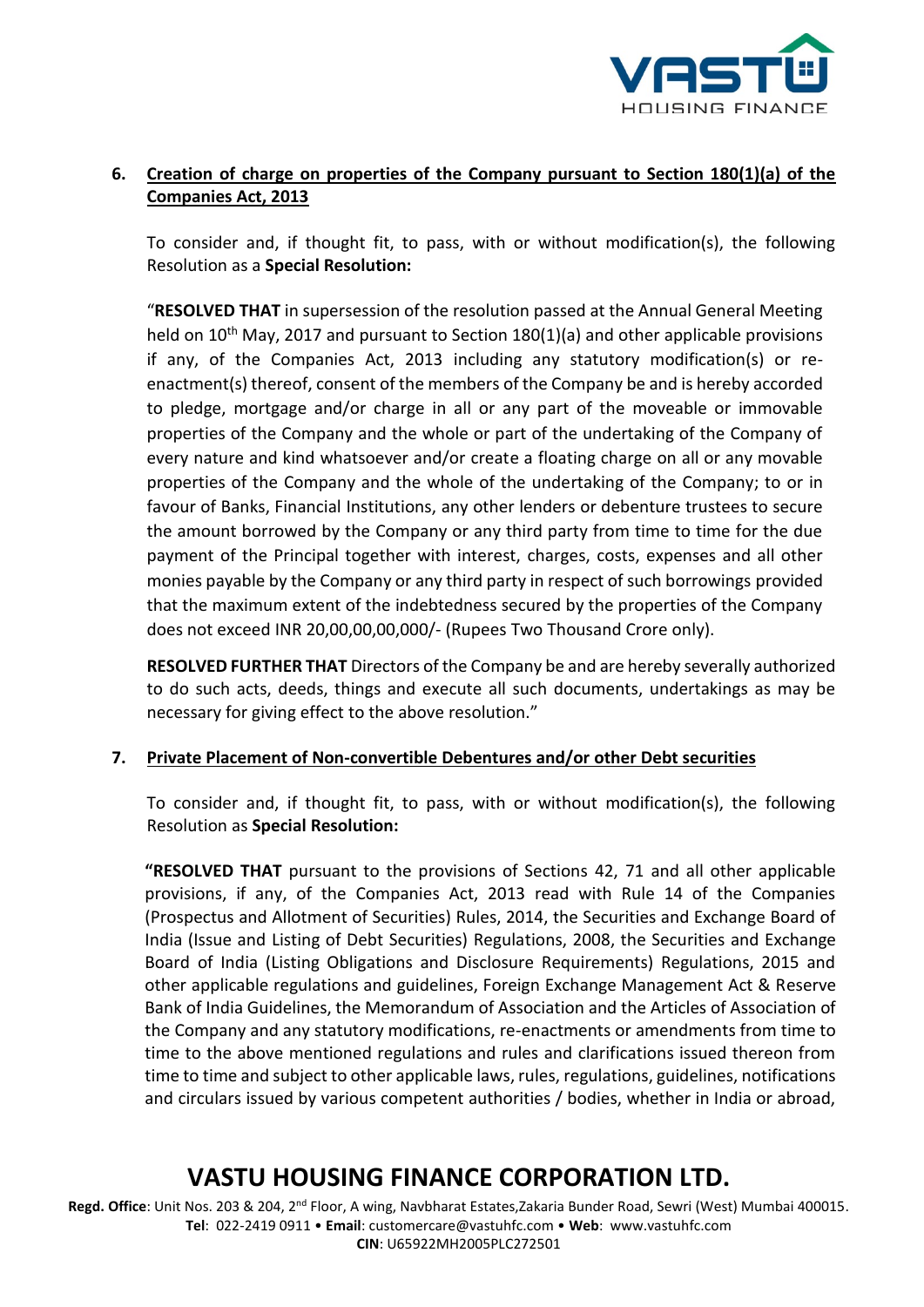6. **Creation of charge on properties of the Company pursuant to Section 180(1)(a) of the Companies Act, 2013**

   To consider and, if thought fit, to pass, with or without modification(s), the following Resolution as a **Special Resolution:**

   "**RESOLVED THAT** in supersession of the resolution passed at the Annual General Meeting held on 10th May, 2017 and pursuant to Section 180(1)(a) and other applicable provisions if any, of the Companies Act, 2013 including any statutory modification(s) or re-enactment(s) thereof, consent of the members of the Company be and is hereby accorded to pledge, mortgage and/or charge in all or any part of the moveable or immovable properties of the Company and the whole or part of the undertaking of the Company of every nature and kind whatsoever and/or create a floating charge on all or any movable properties of the Company and the whole of the undertaking of the Company; to or in favour of Banks, Financial Institutions, any other lenders or debenture trustees to secure the amount borrowed by the Company or any third party from time to time for the due payment of the Principal together with interest, charges, costs, expenses and all other monies payable by the Company or any third party in respect of such borrowings provided that the maximum extent of the indebtedness secured by the properties of the Company does not exceed INR 20,00,00,00,000/- (Rupees Two Thousand Crore only).

   **RESOLVED FURTHER THAT** Directors of the Company be and are hereby severally authorized to do such acts, deeds, things and execute all such documents, undertakings as may be necessary for giving effect to the above resolution."

7. **Private Placement of Non-convertible Debentures and/or other Debt securities**

   To consider and, if thought fit, to pass, with or without modification(s), the following Resolution as **Special Resolution:**

   **"RESOLVED THAT** pursuant to the provisions of Sections 42, 71 and all other applicable provisions, if any, of the Companies Act, 2013 read with Rule 14 of the Companies (Prospectus and Allotment of Securities) Rules, 2014, the Securities and Exchange Board of India (Issue and Listing of Debt Securities) Regulations, 2008, the Securities and Exchange Board of India (Listing Obligations and Disclosure Requirements) Regulations, 2015 and other applicable regulations and guidelines, Foreign Exchange Management Act & Reserve Bank of India Guidelines, the Memorandum of Association and the Articles of Association of the Company and any statutory modifications, re-enactments or amendments from time to time to the above mentioned regulations and rules and clarifications issued thereon from time to time and subject to other applicable laws, rules, regulations, guidelines, notifications and circulars issued by various competent authorities / bodies, whether in India or abroad,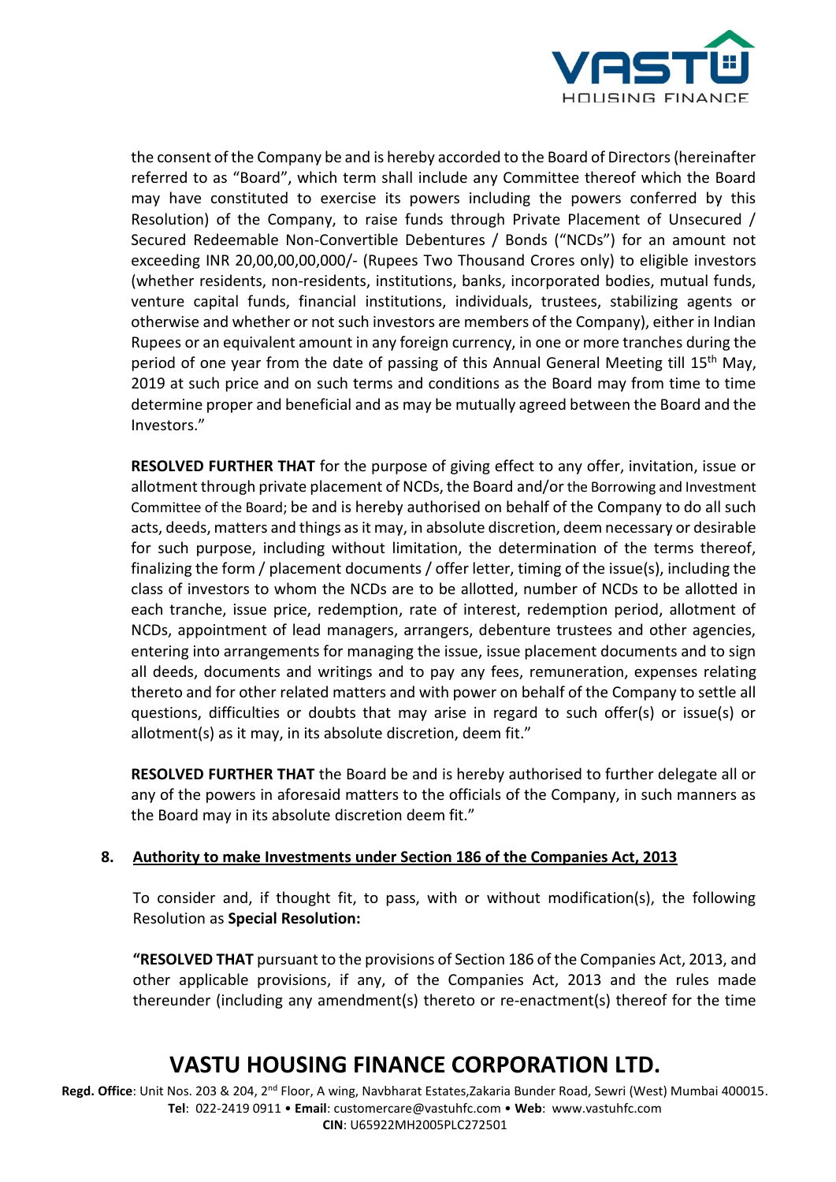the consent of the Company be and is hereby accorded to the Board of Directors (hereinafter referred to as "Board", which term shall include any Committee thereof which the Board may have constituted to exercise its powers including the powers conferred by this Resolution) of the Company, to raise funds through Private Placement of Unsecured / Secured Redeemable Non-Convertible Debentures / Bonds ("NCDs") for an amount not exceeding INR 20,00,00,00,000/- (Rupees Two Thousand Crores only) to eligible investors (whether residents, non-residents, institutions, banks, incorporated bodies, mutual funds, venture capital funds, financial institutions, individuals, trustees, stabilizing agents or otherwise and whether or not such investors are members of the Company), either in Indian Rupees or an equivalent amount in any foreign currency, in one or more tranches during the period of one year from the date of passing of this Annual General Meeting till 15th May, 2019 at such price and on such terms and conditions as the Board may from time to time determine proper and beneficial and as may be mutually agreed between the Board and the Investors."

**RESOLVED FURTHER THAT** for the purpose of giving effect to any offer, invitation, issue or allotment through private placement of NCDs, the Board and/or the Borrowing and Investment Committee of the Board; be and is hereby authorised on behalf of the Company to do all such acts, deeds, matters and things as it may, in absolute discretion, deem necessary or desirable for such purpose, including without limitation, the determination of the terms thereof, finalizing the form / placement documents / offer letter, timing of the issue(s), including the class of investors to whom the NCDs are to be allotted, number of NCDs to be allotted in each tranche, issue price, redemption, rate of interest, redemption period, allotment of NCDs, appointment of lead managers, arrangers, debenture trustees and other agencies, entering into arrangements for managing the issue, issue placement documents and to sign all deeds, documents and writings and to pay any fees, remuneration, expenses relating thereto and for other related matters and with power on behalf of the Company to settle all questions, difficulties or doubts that may arise in regard to such offer(s) or issue(s) or allotment(s) as it may, in its absolute discretion, deem fit."

**RESOLVED FURTHER THAT** the Board be and is hereby authorised to further delegate all or any of the powers in aforesaid matters to the officials of the Company, in such manners as the Board may in its absolute discretion deem fit."

8. **Authority to make Investments under Section 186 of the Companies Act, 2013**

To consider and, if thought fit, to pass, with or without modification(s), the following Resolution as **Special Resolution:**

**"RESOLVED THAT** pursuant to the provisions of Section 186 of the Companies Act, 2013, and other applicable provisions, if any, of the Companies Act, 2013 and the rules made thereunder (including any amendment(s) thereto or re-enactment(s) thereof for the time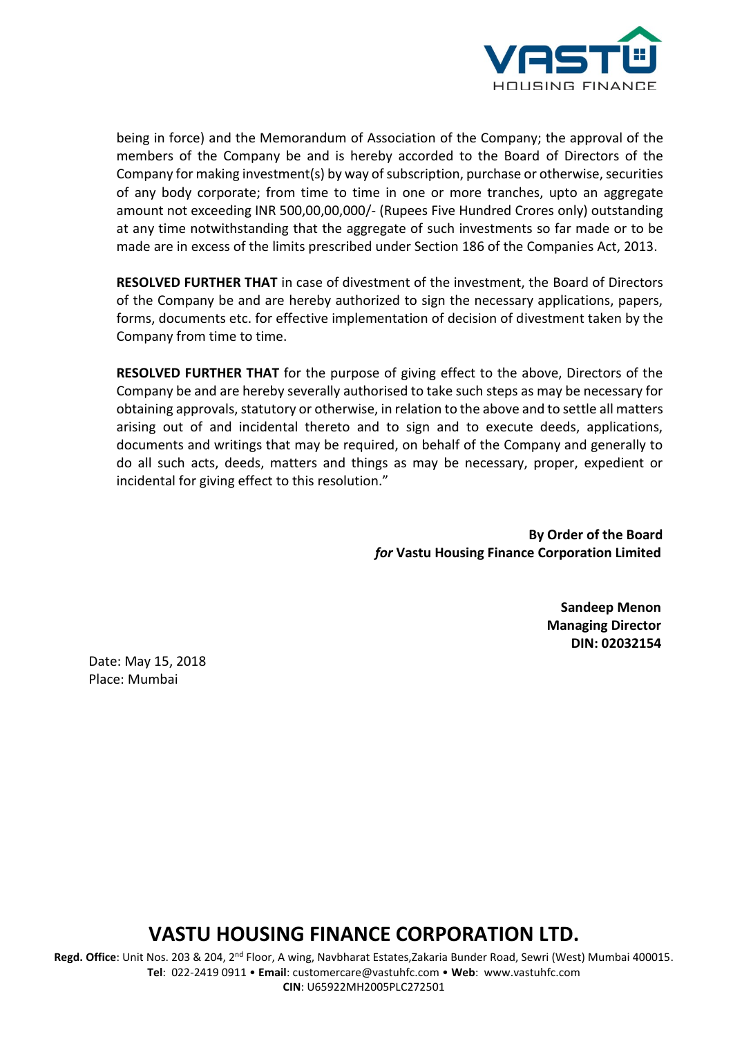being in force) and the Memorandum of Association of the Company; the approval of the members of the Company be and is hereby accorded to the Board of Directors of the Company for making investment(s) by way of subscription, purchase or otherwise, securities of any body corporate; from time to time in one or more tranches, upto an aggregate amount not exceeding INR 500,00,00,000/- (Rupees Five Hundred Crores only) outstanding at any time notwithstanding that the aggregate of such investments so far made or to be made are in excess of the limits prescribed under Section 186 of the Companies Act, 2013.

**RESOLVED FURTHER THAT** in case of divestment of the investment, the Board of Directors of the Company be and are hereby authorized to sign the necessary applications, papers, forms, documents etc. for effective implementation of decision of divestment taken by the Company from time to time.

**RESOLVED FURTHER THAT** for the purpose of giving effect to the above, Directors of the Company be and are hereby severally authorised to take such steps as may be necessary for obtaining approvals, statutory or otherwise, in relation to the above and to settle all matters arising out of and incidental thereto and to sign and to execute deeds, applications, documents and writings that may be required, on behalf of the Company and generally to do all such acts, deeds, matters and things as may be necessary, proper, expedient or incidental for giving effect to this resolution."

**By Order of the Board**
***for* Vastu Housing Finance Corporation Limited**

**Sandeep Menon**
**Managing Director**
**DIN: 02032154**

Date: May 15, 2018
Place: Mumbai

**VASTU HOUSING FINANCE CORPORATION LTD.**

**Regd. Office**: Unit Nos. 203 & 204, 2nd Floor, A wing, Navbharat Estates,Zakaria Bunder Road, Sewri (West) Mumbai 400015.
**Tel**: 022-2419 0911 • **Email**: customercare@vastuhfc.com • **Web**: www.vastuhfc.com
**CIN**: U65922MH2005PLC272501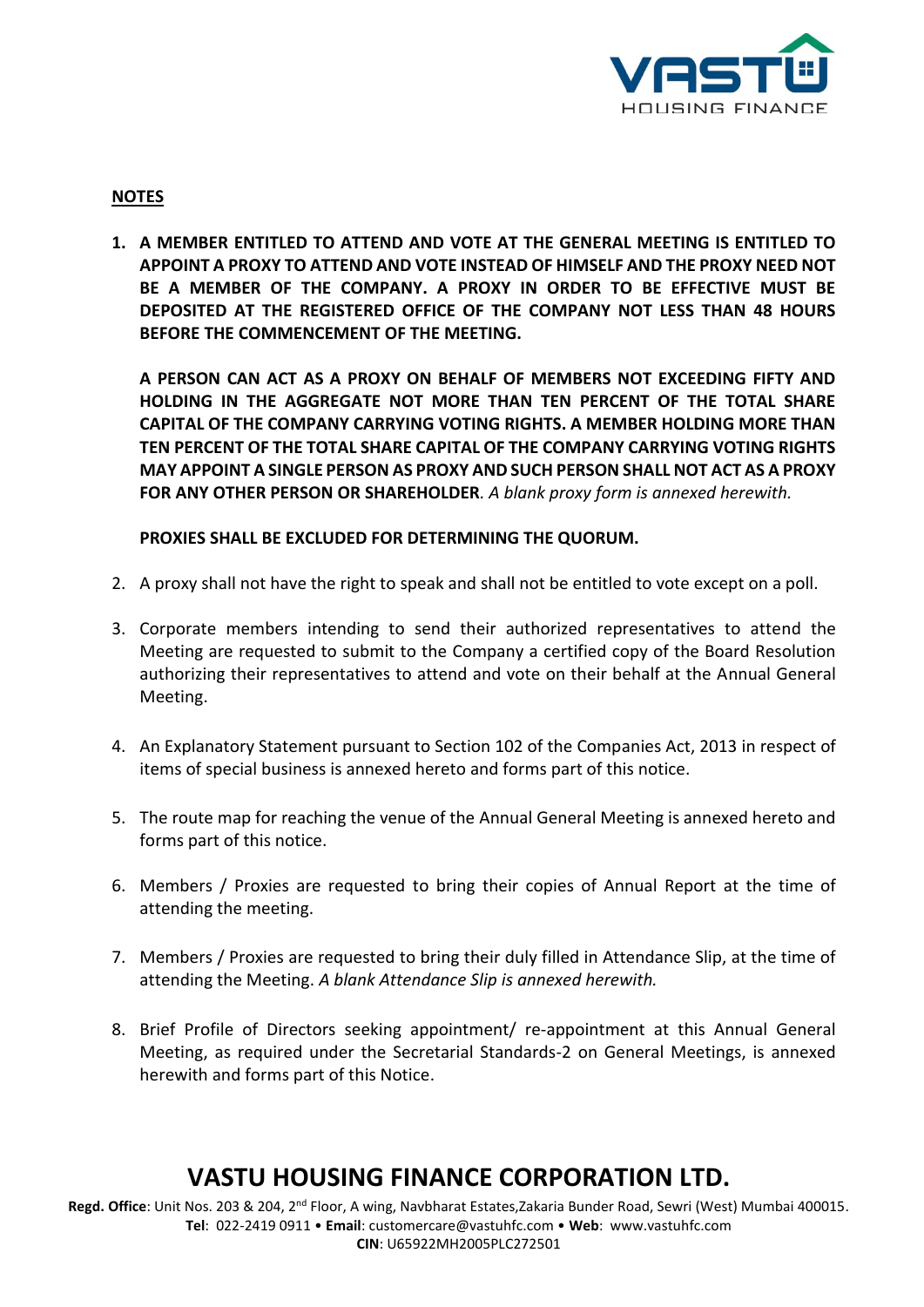**NOTES**

1. **A MEMBER ENTITLED TO ATTEND AND VOTE AT THE GENERAL MEETING IS ENTITLED TO APPOINT A PROXY TO ATTEND AND VOTE INSTEAD OF HIMSELF AND THE PROXY NEED NOT BE A MEMBER OF THE COMPANY. A PROXY IN ORDER TO BE EFFECTIVE MUST BE DEPOSITED AT THE REGISTERED OFFICE OF THE COMPANY NOT LESS THAN 48 HOURS BEFORE THE COMMENCEMENT OF THE MEETING.**

   **A PERSON CAN ACT AS A PROXY ON BEHALF OF MEMBERS NOT EXCEEDING FIFTY AND HOLDING IN THE AGGREGATE NOT MORE THAN TEN PERCENT OF THE TOTAL SHARE CAPITAL OF THE COMPANY CARRYING VOTING RIGHTS. A MEMBER HOLDING MORE THAN TEN PERCENT OF THE TOTAL SHARE CAPITAL OF THE COMPANY CARRYING VOTING RIGHTS MAY APPOINT A SINGLE PERSON AS PROXY AND SUCH PERSON SHALL NOT ACT AS A PROXY FOR ANY OTHER PERSON OR SHAREHOLDER**. *A blank proxy form is annexed herewith.*

   **PROXIES SHALL BE EXCLUDED FOR DETERMINING THE QUORUM.**

2. A proxy shall not have the right to speak and shall not be entitled to vote except on a poll.

3. Corporate members intending to send their authorized representatives to attend the Meeting are requested to submit to the Company a certified copy of the Board Resolution authorizing their representatives to attend and vote on their behalf at the Annual General Meeting.

4. An Explanatory Statement pursuant to Section 102 of the Companies Act, 2013 in respect of items of special business is annexed hereto and forms part of this notice.

5. The route map for reaching the venue of the Annual General Meeting is annexed hereto and forms part of this notice.

6. Members / Proxies are requested to bring their copies of Annual Report at the time of attending the meeting.

7. Members / Proxies are requested to bring their duly filled in Attendance Slip, at the time of attending the Meeting. *A blank Attendance Slip is annexed herewith.*

8. Brief Profile of Directors seeking appointment/ re-appointment at this Annual General Meeting, as required under the Secretarial Standards-2 on General Meetings, is annexed herewith and forms part of this Notice.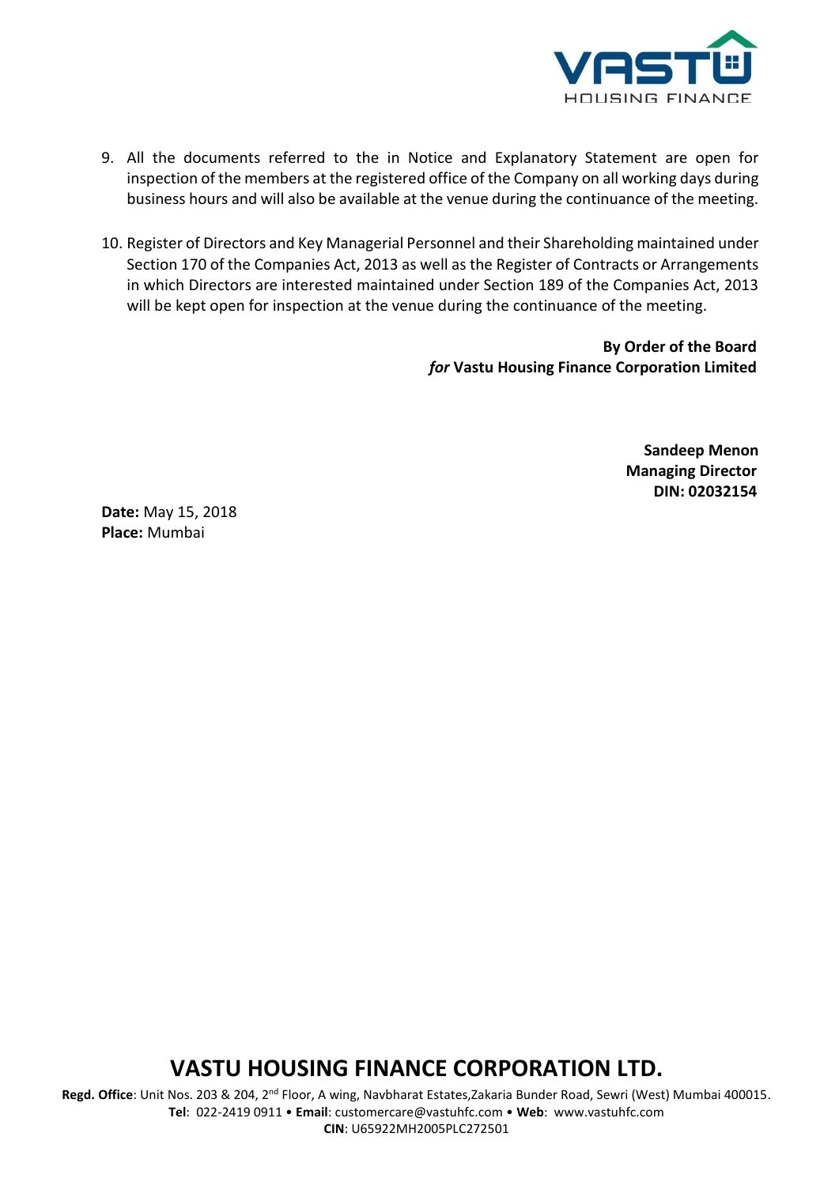9. All the documents referred to the in Notice and Explanatory Statement are open for inspection of the members at the registered office of the Company on all working days during business hours and will also be available at the venue during the continuance of the meeting.

10. Register of Directors and Key Managerial Personnel and their Shareholding maintained under Section 170 of the Companies Act, 2013 as well as the Register of Contracts or Arrangements in which Directors are interested maintained under Section 189 of the Companies Act, 2013 will be kept open for inspection at the venue during the continuance of the meeting.

**By Order of the Board**
***for* Vastu Housing Finance Corporation Limited**

**Sandeep Menon**
**Managing Director**
**DIN: 02032154**

**Date:** May 15, 2018
**Place:** Mumbai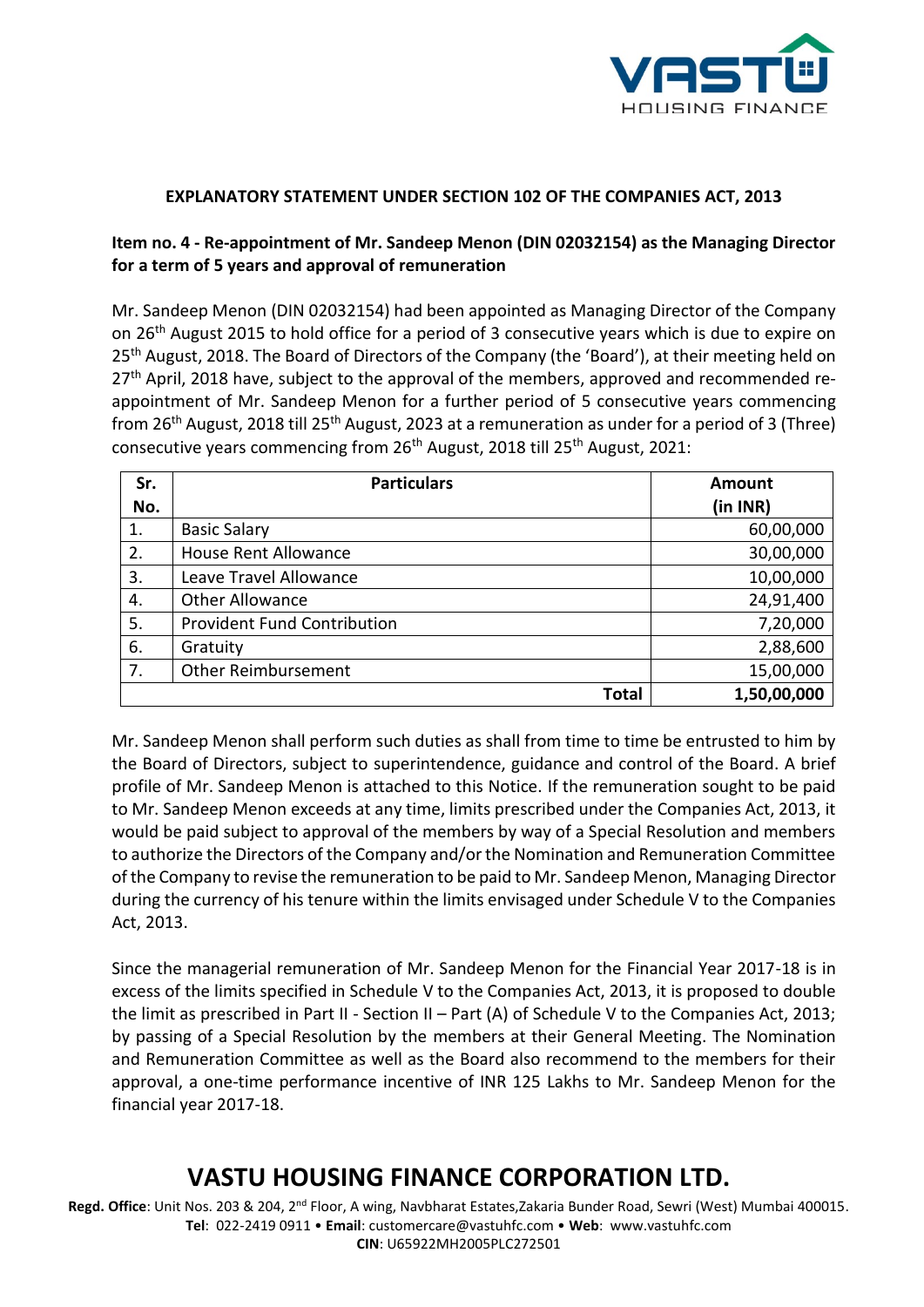## EXPLANATORY STATEMENT UNDER SECTION 102 OF THE COMPANIES ACT, 2013

**Item no. 4 - Re-appointment of Mr. Sandeep Menon (DIN 02032154) as the Managing Director for a term of 5 years and approval of remuneration**

Mr. Sandeep Menon (DIN 02032154) had been appointed as Managing Director of the Company on 26th August 2015 to hold office for a period of 3 consecutive years which is due to expire on 25th August, 2018. The Board of Directors of the Company (the 'Board'), at their meeting held on 27th April, 2018 have, subject to the approval of the members, approved and recommended re-appointment of Mr. Sandeep Menon for a further period of 5 consecutive years commencing from 26th August, 2018 till 25th August, 2023 at a remuneration as under for a period of 3 (Three) consecutive years commencing from 26th August, 2018 till 25th August, 2021:

| Sr. No. | Particulars | Amount (in INR) |
|---|---|---|
| 1. | Basic Salary | 60,00,000 |
| 2. | House Rent Allowance | 30,00,000 |
| 3. | Leave Travel Allowance | 10,00,000 |
| 4. | Other Allowance | 24,91,400 |
| 5. | Provident Fund Contribution | 7,20,000 |
| 6. | Gratuity | 2,88,600 |
| 7. | Other Reimbursement | 15,00,000 |
| | **Total** | **1,50,00,000** |

Mr. Sandeep Menon shall perform such duties as shall from time to time be entrusted to him by the Board of Directors, subject to superintendence, guidance and control of the Board. A brief profile of Mr. Sandeep Menon is attached to this Notice. If the remuneration sought to be paid to Mr. Sandeep Menon exceeds at any time, limits prescribed under the Companies Act, 2013, it would be paid subject to approval of the members by way of a Special Resolution and members to authorize the Directors of the Company and/or the Nomination and Remuneration Committee of the Company to revise the remuneration to be paid to Mr. Sandeep Menon, Managing Director during the currency of his tenure within the limits envisaged under Schedule V to the Companies Act, 2013.

Since the managerial remuneration of Mr. Sandeep Menon for the Financial Year 2017-18 is in excess of the limits specified in Schedule V to the Companies Act, 2013, it is proposed to double the limit as prescribed in Part II - Section II – Part (A) of Schedule V to the Companies Act, 2013; by passing of a Special Resolution by the members at their General Meeting. The Nomination and Remuneration Committee as well as the Board also recommend to the members for their approval, a one-time performance incentive of INR 125 Lakhs to Mr. Sandeep Menon for the financial year 2017-18.

# VASTU HOUSING FINANCE CORPORATION LTD.

**Regd. Office**: Unit Nos. 203 & 204, 2nd Floor, A wing, Navbharat Estates,Zakaria Bunder Road, Sewri (West) Mumbai 400015.
**Tel**: 022-2419 0911 • **Email**: customercare@vastuhfc.com • **Web**: www.vastuhfc.com
**CIN**: U65922MH2005PLC272501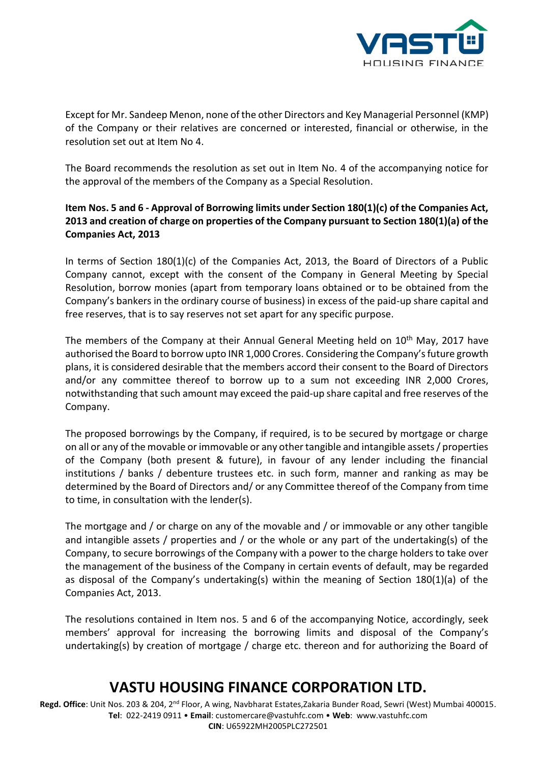Except for Mr. Sandeep Menon, none of the other Directors and Key Managerial Personnel (KMP) of the Company or their relatives are concerned or interested, financial or otherwise, in the resolution set out at Item No 4.

The Board recommends the resolution as set out in Item No. 4 of the accompanying notice for the approval of the members of the Company as a Special Resolution.

**Item Nos. 5 and 6 - Approval of Borrowing limits under Section 180(1)(c) of the Companies Act, 2013 and creation of charge on properties of the Company pursuant to Section 180(1)(a) of the Companies Act, 2013**

In terms of Section 180(1)(c) of the Companies Act, 2013, the Board of Directors of a Public Company cannot, except with the consent of the Company in General Meeting by Special Resolution, borrow monies (apart from temporary loans obtained or to be obtained from the Company's bankers in the ordinary course of business) in excess of the paid-up share capital and free reserves, that is to say reserves not set apart for any specific purpose.

The members of the Company at their Annual General Meeting held on 10th May, 2017 have authorised the Board to borrow upto INR 1,000 Crores. Considering the Company's future growth plans, it is considered desirable that the members accord their consent to the Board of Directors and/or any committee thereof to borrow up to a sum not exceeding INR 2,000 Crores, notwithstanding that such amount may exceed the paid-up share capital and free reserves of the Company.

The proposed borrowings by the Company, if required, is to be secured by mortgage or charge on all or any of the movable or immovable or any other tangible and intangible assets / properties of the Company (both present & future), in favour of any lender including the financial institutions / banks / debenture trustees etc. in such form, manner and ranking as may be determined by the Board of Directors and/ or any Committee thereof of the Company from time to time, in consultation with the lender(s).

The mortgage and / or charge on any of the movable and / or immovable or any other tangible and intangible assets / properties and / or the whole or any part of the undertaking(s) of the Company, to secure borrowings of the Company with a power to the charge holders to take over the management of the business of the Company in certain events of default, may be regarded as disposal of the Company's undertaking(s) within the meaning of Section 180(1)(a) of the Companies Act, 2013.

The resolutions contained in Item nos. 5 and 6 of the accompanying Notice, accordingly, seek members' approval for increasing the borrowing limits and disposal of the Company's undertaking(s) by creation of mortgage / charge etc. thereon and for authorizing the Board of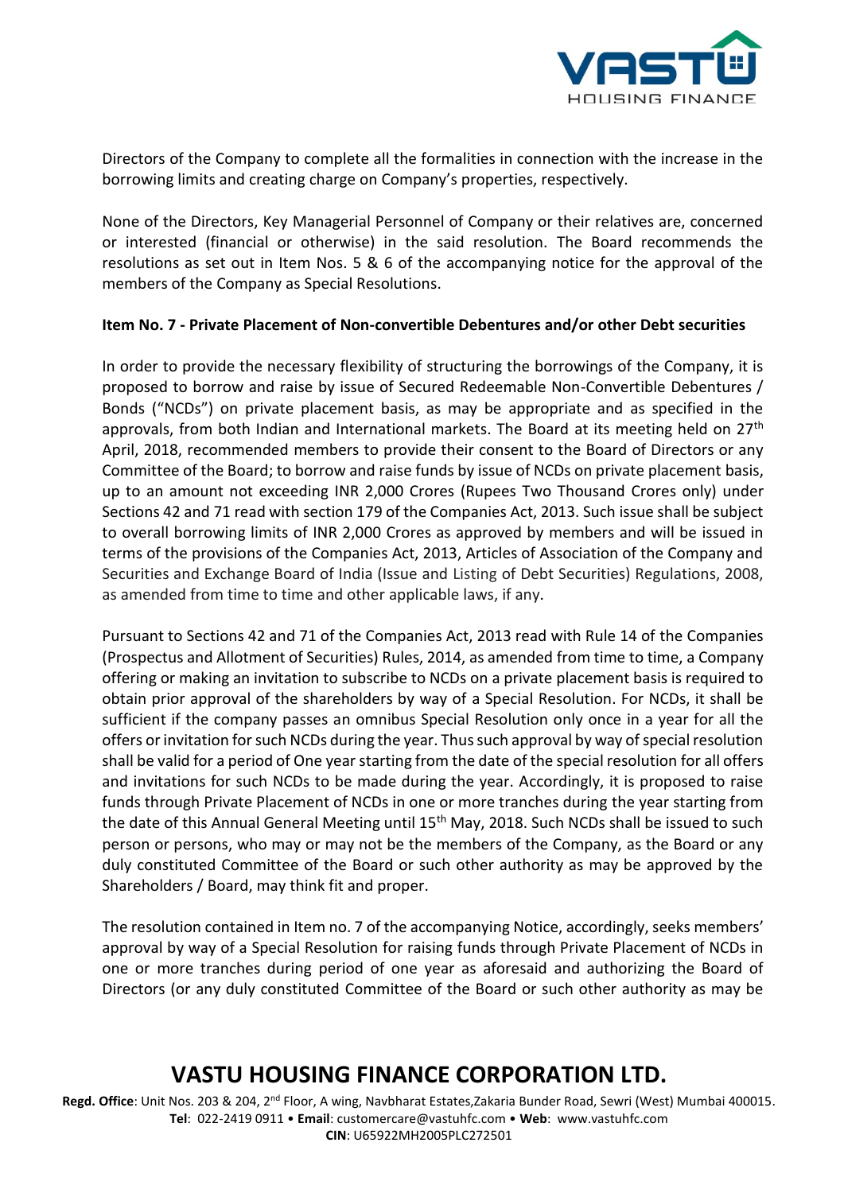Directors of the Company to complete all the formalities in connection with the increase in the borrowing limits and creating charge on Company's properties, respectively.

None of the Directors, Key Managerial Personnel of Company or their relatives are, concerned or interested (financial or otherwise) in the said resolution. The Board recommends the resolutions as set out in Item Nos. 5 & 6 of the accompanying notice for the approval of the members of the Company as Special Resolutions.

**Item No. 7 - Private Placement of Non-convertible Debentures and/or other Debt securities**

In order to provide the necessary flexibility of structuring the borrowings of the Company, it is proposed to borrow and raise by issue of Secured Redeemable Non-Convertible Debentures / Bonds ("NCDs") on private placement basis, as may be appropriate and as specified in the approvals, from both Indian and International markets. The Board at its meeting held on 27th April, 2018, recommended members to provide their consent to the Board of Directors or any Committee of the Board; to borrow and raise funds by issue of NCDs on private placement basis, up to an amount not exceeding INR 2,000 Crores (Rupees Two Thousand Crores only) under Sections 42 and 71 read with section 179 of the Companies Act, 2013. Such issue shall be subject to overall borrowing limits of INR 2,000 Crores as approved by members and will be issued in terms of the provisions of the Companies Act, 2013, Articles of Association of the Company and Securities and Exchange Board of India (Issue and Listing of Debt Securities) Regulations, 2008, as amended from time to time and other applicable laws, if any.

Pursuant to Sections 42 and 71 of the Companies Act, 2013 read with Rule 14 of the Companies (Prospectus and Allotment of Securities) Rules, 2014, as amended from time to time, a Company offering or making an invitation to subscribe to NCDs on a private placement basis is required to obtain prior approval of the shareholders by way of a Special Resolution. For NCDs, it shall be sufficient if the company passes an omnibus Special Resolution only once in a year for all the offers or invitation for such NCDs during the year. Thus such approval by way of special resolution shall be valid for a period of One year starting from the date of the special resolution for all offers and invitations for such NCDs to be made during the year. Accordingly, it is proposed to raise funds through Private Placement of NCDs in one or more tranches during the year starting from the date of this Annual General Meeting until 15th May, 2018. Such NCDs shall be issued to such person or persons, who may or may not be the members of the Company, as the Board or any duly constituted Committee of the Board or such other authority as may be approved by the Shareholders / Board, may think fit and proper.

The resolution contained in Item no. 7 of the accompanying Notice, accordingly, seeks members' approval by way of a Special Resolution for raising funds through Private Placement of NCDs in one or more tranches during period of one year as aforesaid and authorizing the Board of Directors (or any duly constituted Committee of the Board or such other authority as may be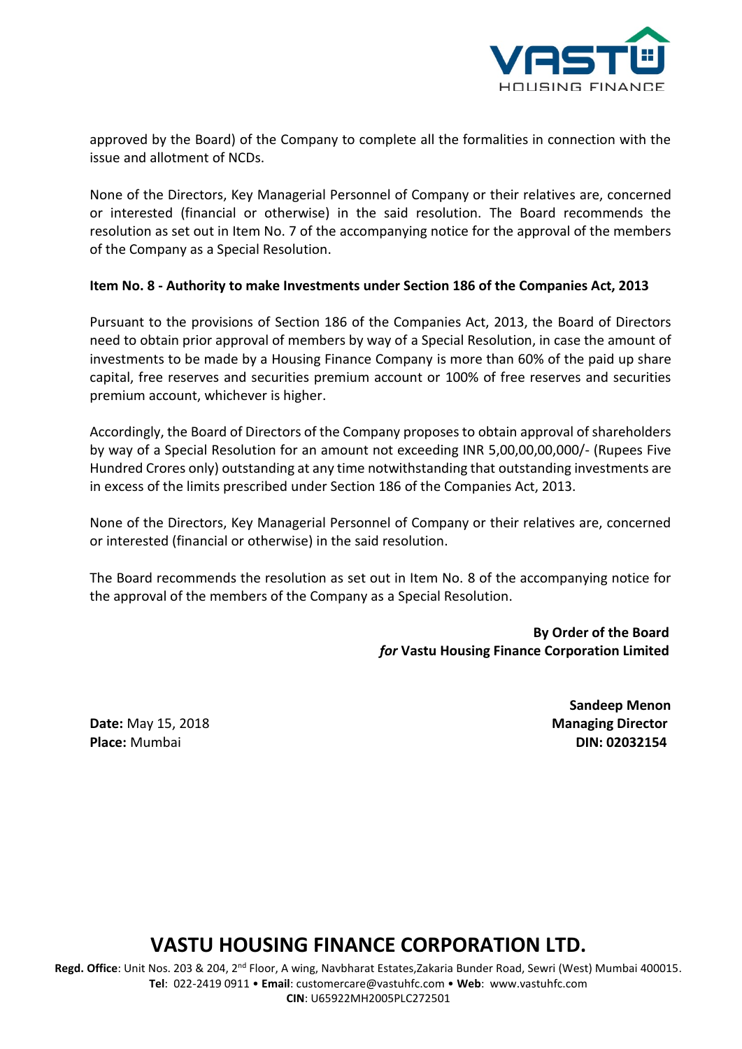approved by the Board) of the Company to complete all the formalities in connection with the issue and allotment of NCDs.

None of the Directors, Key Managerial Personnel of Company or their relatives are, concerned or interested (financial or otherwise) in the said resolution. The Board recommends the resolution as set out in Item No. 7 of the accompanying notice for the approval of the members of the Company as a Special Resolution.

**Item No. 8 - Authority to make Investments under Section 186 of the Companies Act, 2013**

Pursuant to the provisions of Section 186 of the Companies Act, 2013, the Board of Directors need to obtain prior approval of members by way of a Special Resolution, in case the amount of investments to be made by a Housing Finance Company is more than 60% of the paid up share capital, free reserves and securities premium account or 100% of free reserves and securities premium account, whichever is higher.

Accordingly, the Board of Directors of the Company proposes to obtain approval of shareholders by way of a Special Resolution for an amount not exceeding INR 5,00,00,00,000/- (Rupees Five Hundred Crores only) outstanding at any time notwithstanding that outstanding investments are in excess of the limits prescribed under Section 186 of the Companies Act, 2013.

None of the Directors, Key Managerial Personnel of Company or their relatives are, concerned or interested (financial or otherwise) in the said resolution.

The Board recommends the resolution as set out in Item No. 8 of the accompanying notice for the approval of the members of the Company as a Special Resolution.

**By Order of the Board**
***for* Vastu Housing Finance Corporation Limited**

**Sandeep Menon**
**Managing Director**
**DIN: 02032154**

**Date:** May 15, 2018
**Place:** Mumbai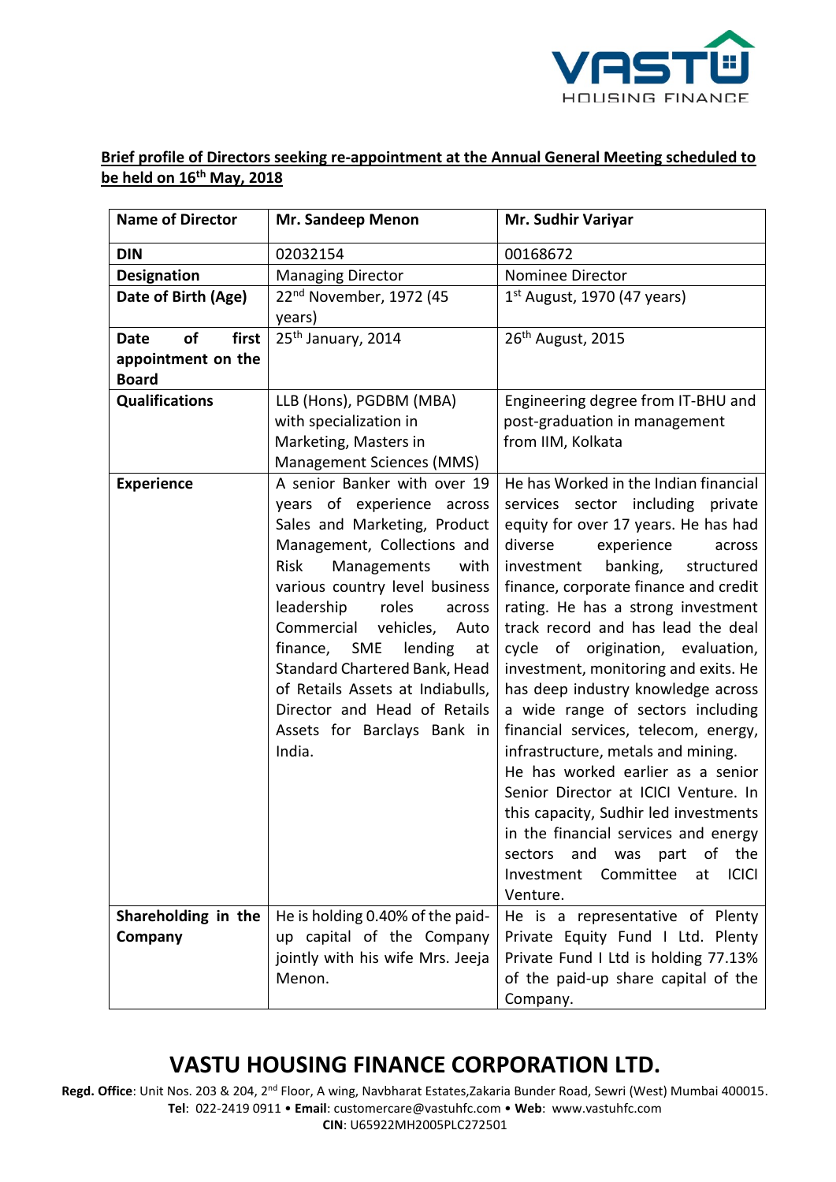**Brief profile of Directors seeking re-appointment at the Annual General Meeting scheduled to be held on 16th May, 2018**

| Name of Director | Mr. Sandeep Menon | Mr. Sudhir Variyar |
|---|---|---|
| **DIN** | 02032154 | 00168672 |
| **Designation** | Managing Director | Nominee Director |
| **Date of Birth (Age)** | 22nd November, 1972 (45 years) | 1st August, 1970 (47 years) |
| **Date of first appointment on the Board** | 25th January, 2014 | 26th August, 2015 |
| **Qualifications** | LLB (Hons), PGDBM (MBA) with specialization in Marketing, Masters in Management Sciences (MMS) | Engineering degree from IT-BHU and post-graduation in management from IIM, Kolkata |
| **Experience** | A senior Banker with over 19 years of experience across Sales and Marketing, Product Management, Collections and Risk Managements with various country level business leadership roles across Commercial vehicles, Auto finance, SME lending at Standard Chartered Bank, Head of Retails Assets at Indiabulls, Director and Head of Retails Assets for Barclays Bank in India. | He has Worked in the Indian financial services sector including private equity for over 17 years. He has had diverse experience across investment banking, structured finance, corporate finance and credit rating. He has a strong investment track record and has lead the deal cycle of origination, evaluation, investment, monitoring and exits. He has deep industry knowledge across a wide range of sectors including financial services, telecom, energy, infrastructure, metals and mining. He has worked earlier as a senior Senior Director at ICICI Venture. In this capacity, Sudhir led investments in the financial services and energy sectors and was part of the Investment Committee at ICICI Venture. |
| **Shareholding in the Company** | He is holding 0.40% of the paid-up capital of the Company jointly with his wife Mrs. Jeeja Menon. | He is a representative of Plenty Private Equity Fund I Ltd. Plenty Private Fund I Ltd is holding 77.13% of the paid-up share capital of the Company. |

## VASTU HOUSING FINANCE CORPORATION LTD.

**Regd. Office**: Unit Nos. 203 & 204, 2nd Floor, A wing, Navbharat Estates,Zakaria Bunder Road, Sewri (West) Mumbai 400015.
**Tel**: 022-2419 0911 • **Email**: customercare@vastuhfc.com • **Web**: www.vastuhfc.com
**CIN**: U65922MH2005PLC272501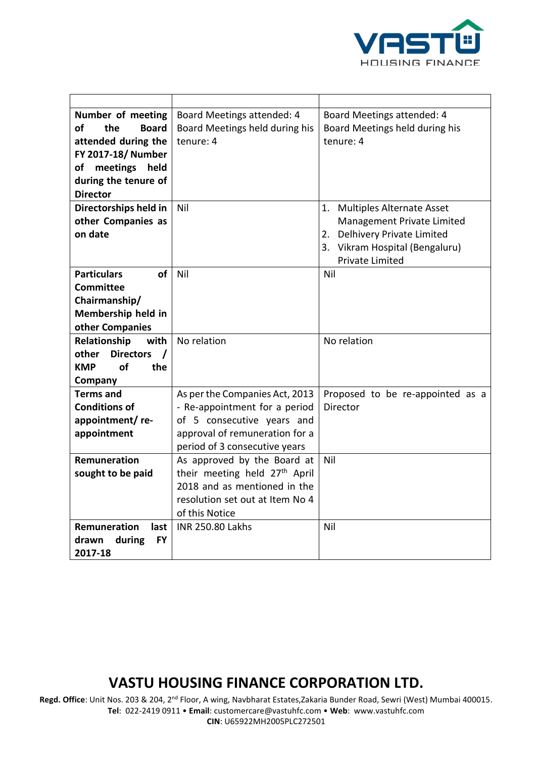| | | |
|---|---|---|
| **Number of meeting of the Board attended during the FY 2017-18/ Number of meetings held during the tenure of Director** | Board Meetings attended: 4<br>Board Meetings held during his tenure: 4 | Board Meetings attended: 4<br>Board Meetings held during his tenure: 4 |
| **Directorships held in other Companies as on date** | Nil | 1. Multiples Alternate Asset Management Private Limited<br>2. Delhivery Private Limited<br>3. Vikram Hospital (Bengaluru) Private Limited |
| **Particulars of Committee Chairmanship/ Membership held in other Companies** | Nil | Nil |
| **Relationship with other Directors / KMP of the Company** | No relation | No relation |
| **Terms and Conditions of appointment/ re-appointment** | As per the Companies Act, 2013 - Re-appointment for a period of 5 consecutive years and approval of remuneration for a period of 3 consecutive years | Proposed to be re-appointed as a Director |
| **Remuneration sought to be paid** | As approved by the Board at their meeting held 27th April 2018 and as mentioned in the resolution set out at Item No 4 of this Notice | Nil |
| **Remuneration last drawn during FY 2017-18** | INR 250.80 Lakhs | Nil |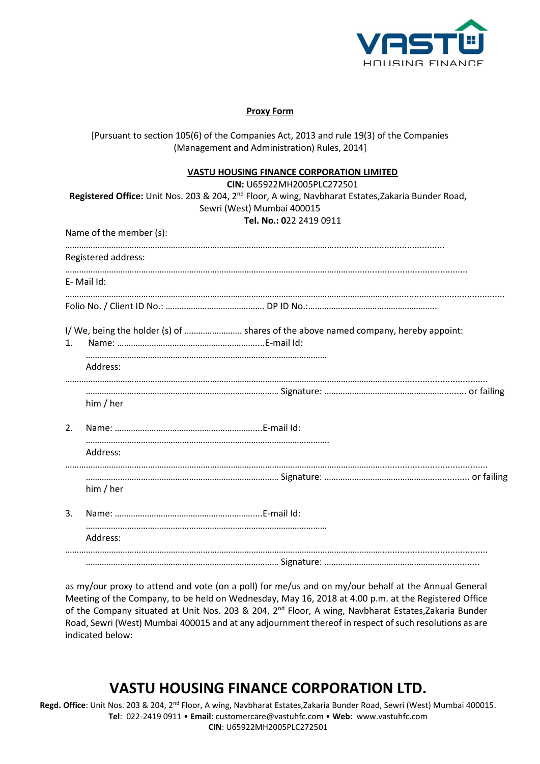**Proxy Form**

[Pursuant to section 105(6) of the Companies Act, 2013 and rule 19(3) of the Companies (Management and Administration) Rules, 2014]

**VASTU HOUSING FINANCE CORPORATION LIMITED**

**CIN:** U65922MH2005PLC272501

**Registered Office:** Unit Nos. 203 & 204, 2nd Floor, A wing, Navbharat Estates,Zakaria Bunder Road, Sewri (West) Mumbai 400015

**Tel. No.: 0**22 2419 0911

Name of the member (s):

……………………………………………………………………………………………………………………………………

Registered address:

……………………………………………………………………………………………………………………………………

E- Mail Id:

……………………………………………………………………………………………………………………………………

Folio No. / Client ID No.: …………………………………… DP ID No.:……………………………………………….

I/ We, being the holder (s) of ……………………. shares of the above named company, hereby appoint:

1. Name: ………………………………………………………..E-mail Id: ……………………………………………………………………………………

   Address:

   ……………………………………………………………………………………………………………………………………

   ………………………………………………………………………… Signature: ……………………………………………......... or failing him / her

2. Name: ………………………………………………………..E-mail Id: ……………………………………………………………………………………

   Address:

   ……………………………………………………………………………………………………………………………………

   ………………………………………………………………………… Signature: ……………………………………………......... or failing him / her

3. Name: ………………………………………………………..E-mail Id: ……………………………………………………………………………………

   Address:

   ……………………………………………………………………………………………………………………………………

   ………………………………………………………………………… Signature: ………………………………………………............

as my/our proxy to attend and vote (on a poll) for me/us and on my/our behalf at the Annual General Meeting of the Company, to be held on Wednesday, May 16, 2018 at 4.00 p.m. at the Registered Office of the Company situated at Unit Nos. 203 & 204, 2nd Floor, A wing, Navbharat Estates,Zakaria Bunder Road, Sewri (West) Mumbai 400015 and at any adjournment thereof in respect of such resolutions as are indicated below: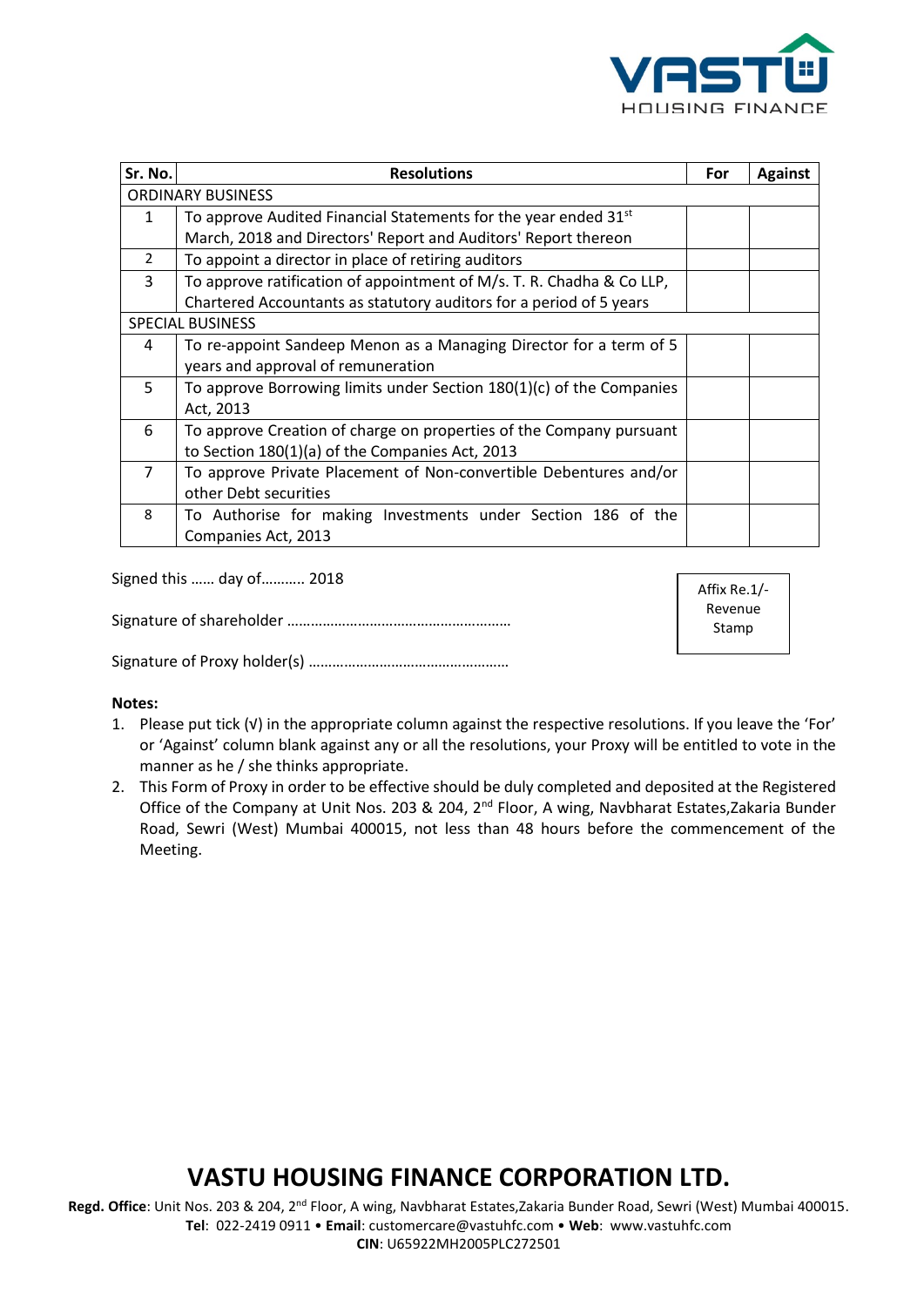| Sr. No. | Resolutions | For | Against |
|---|---|---|---|
| ORDINARY BUSINESS | | | |
| 1 | To approve Audited Financial Statements for the year ended 31st March, 2018 and Directors' Report and Auditors' Report thereon | | |
| 2 | To appoint a director in place of retiring auditors | | |
| 3 | To approve ratification of appointment of M/s. T. R. Chadha & Co LLP, Chartered Accountants as statutory auditors for a period of 5 years | | |
| SPECIAL BUSINESS | | | |
| 4 | To re-appoint Sandeep Menon as a Managing Director for a term of 5 years and approval of remuneration | | |
| 5 | To approve Borrowing limits under Section 180(1)(c) of the Companies Act, 2013 | | |
| 6 | To approve Creation of charge on properties of the Company pursuant to Section 180(1)(a) of the Companies Act, 2013 | | |
| 7 | To approve Private Placement of Non-convertible Debentures and/or other Debt securities | | |
| 8 | To Authorise for making Investments under Section 186 of the Companies Act, 2013 | | |

Signed this …… day of……….. 2018

Signature of shareholder ………………………………………………

Signature of Proxy holder(s) …………………………………………

Affix Re.1/- Revenue Stamp

**Notes:**

1. Please put tick (√) in the appropriate column against the respective resolutions. If you leave the 'For' or 'Against' column blank against any or all the resolutions, your Proxy will be entitled to vote in the manner as he / she thinks appropriate.
2. This Form of Proxy in order to be effective should be duly completed and deposited at the Registered Office of the Company at Unit Nos. 203 & 204, 2nd Floor, A wing, Navbharat Estates,Zakaria Bunder Road, Sewri (West) Mumbai 400015, not less than 48 hours before the commencement of the Meeting.

# VASTU HOUSING FINANCE CORPORATION LTD.

**Regd. Office**: Unit Nos. 203 & 204, 2nd Floor, A wing, Navbharat Estates,Zakaria Bunder Road, Sewri (West) Mumbai 400015.
**Tel**: 022-2419 0911 • **Email**: customercare@vastuhfc.com • **Web**: www.vastuhfc.com
**CIN**: U65922MH2005PLC272501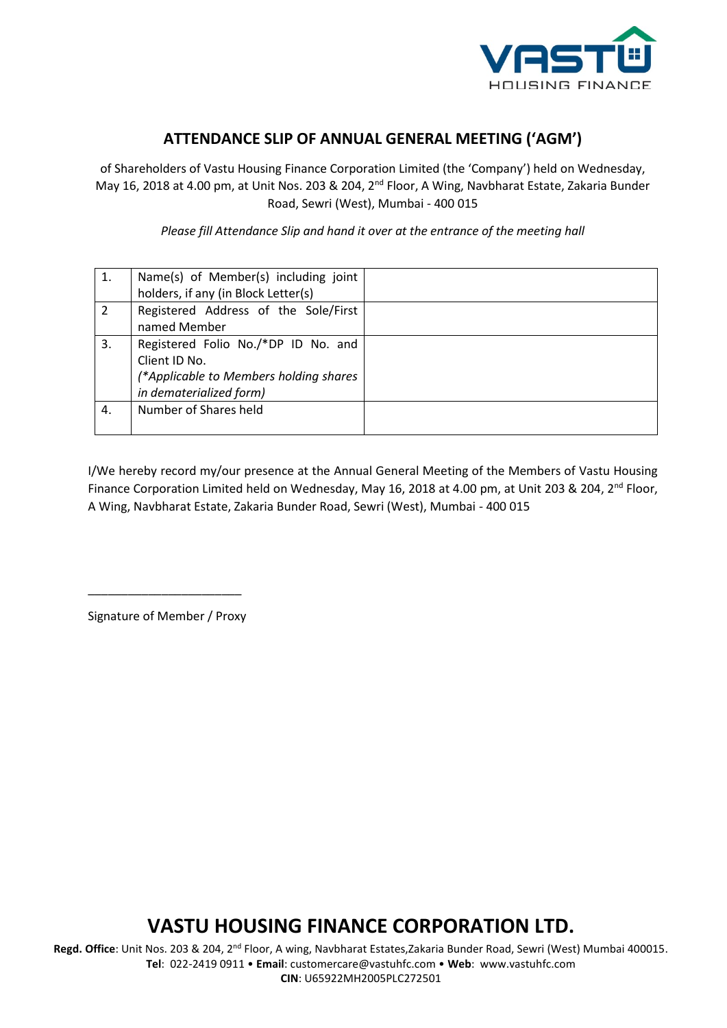## ATTENDANCE SLIP OF ANNUAL GENERAL MEETING ('AGM')

of Shareholders of Vastu Housing Finance Corporation Limited (the 'Company') held on Wednesday, May 16, 2018 at 4.00 pm, at Unit Nos. 203 & 204, 2nd Floor, A Wing, Navbharat Estate, Zakaria Bunder Road, Sewri (West), Mumbai - 400 015

*Please fill Attendance Slip and hand it over at the entrance of the meeting hall*

| | | |
|---|---|---|
| 1. | Name(s) of Member(s) including joint holders, if any (in Block Letter(s) | |
| 2 | Registered Address of the Sole/First named Member | |
| 3. | Registered Folio No./*DP ID No. and Client ID No. *(*Applicable to Members holding shares in dematerialized form)* | |
| 4. | Number of Shares held | |

I/We hereby record my/our presence at the Annual General Meeting of the Members of Vastu Housing Finance Corporation Limited held on Wednesday, May 16, 2018 at 4.00 pm, at Unit 203 & 204, 2nd Floor, A Wing, Navbharat Estate, Zakaria Bunder Road, Sewri (West), Mumbai - 400 015

\_\_\_\_\_\_\_\_\_\_\_\_\_\_\_\_\_\_\_\_\_\_\_\_

Signature of Member / Proxy

## VASTU HOUSING FINANCE CORPORATION LTD.

**Regd. Office**: Unit Nos. 203 & 204, 2nd Floor, A wing, Navbharat Estates,Zakaria Bunder Road, Sewri (West) Mumbai 400015.
**Tel**: 022-2419 0911 • **Email**: customercare@vastuhfc.com • **Web**: www.vastuhfc.com
**CIN**: U65922MH2005PLC272501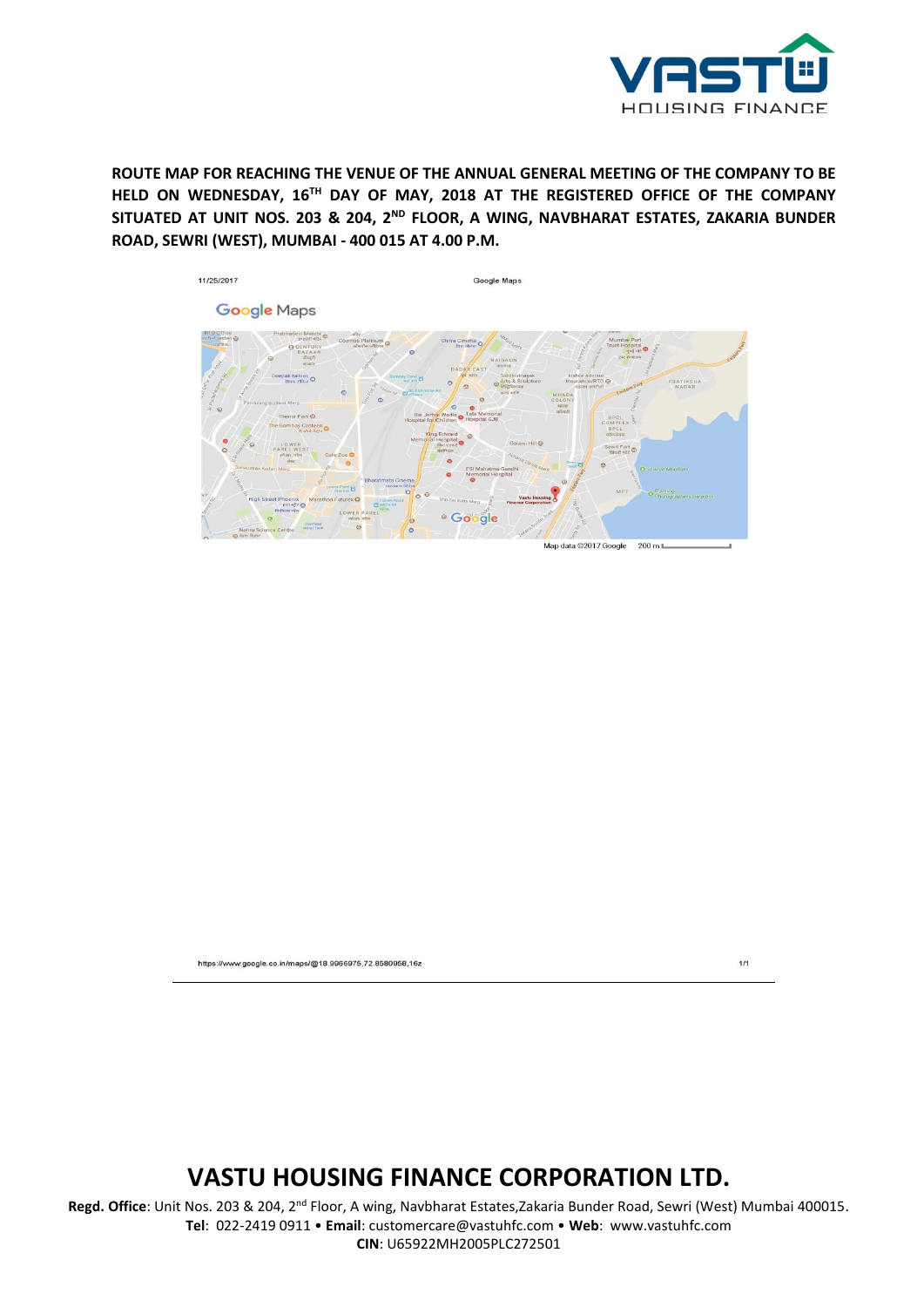**ROUTE MAP FOR REACHING THE VENUE OF THE ANNUAL GENERAL MEETING OF THE COMPANY TO BE HELD ON WEDNESDAY, 16TH DAY OF MAY, 2018 AT THE REGISTERED OFFICE OF THE COMPANY SITUATED AT UNIT NOS. 203 & 204, 2ND FLOOR, A WING, NAVBHARAT ESTATES, ZAKARIA BUNDER ROAD, SEWRI (WEST), MUMBAI - 400 015 AT 4.00 P.M.**

11/25/2017

Google Maps

Map data ©2017 Google 200 m

https://www.google.co.in/maps/@18.9966975,72.8580958,16z

# VASTU HOUSING FINANCE CORPORATION LTD.

**Regd. Office**: Unit Nos. 203 & 204, 2nd Floor, A wing, Navbharat Estates,Zakaria Bunder Road, Sewri (West) Mumbai 400015.
**Tel**: 022-2419 0911 • **Email**: customercare@vastuhfc.com • **Web**: www.vastuhfc.com
**CIN**: U65922MH2005PLC272501